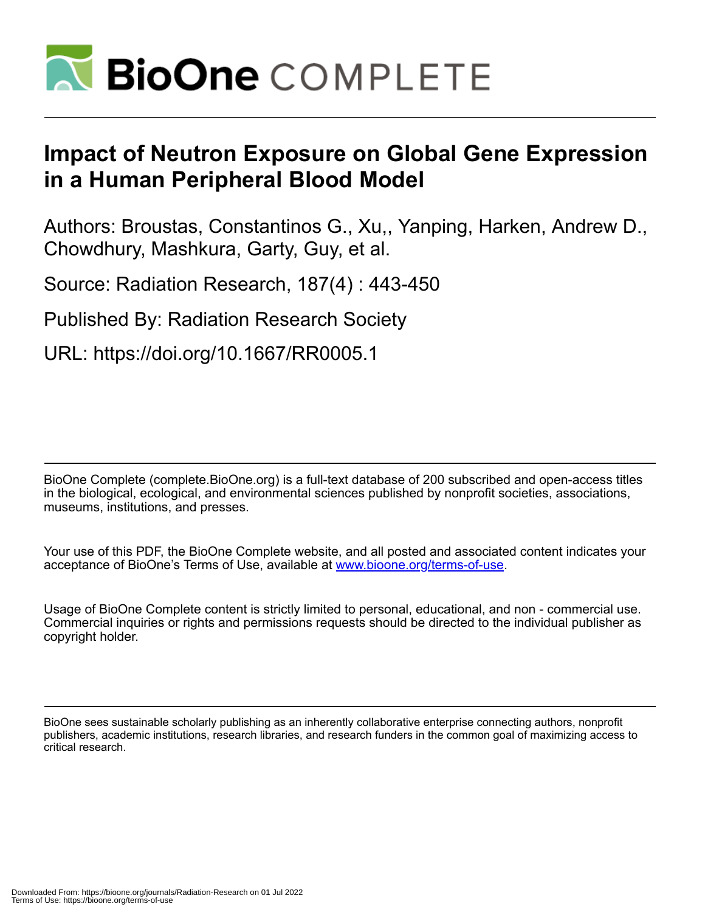# Impact of Neutron Exposure on Global Gene Expression in a Human Peripheral Blood Model

Authors: Broustas, Constantinos G., Xu,, Yanping, Harken, Andrew D., Chowdhury, Mashkura, Garty, Guy, et al.

Source: Radiation Research, 187(4) : 443-450

Published By: Radiation Research Society

URL: https://doi.org/10.1667/RR0005.1

---

BioOne Complete (complete.BioOne.org) is a full-text database of 200 subscribed and open-access titles in the biological, ecological, and environmental sciences published by nonprofit societies, associations, museums, institutions, and presses.

Your use of this PDF, the BioOne Complete website, and all posted and associated content indicates your acceptance of BioOne's Terms of Use, available at www.bioone.org/terms-of-use.

Usage of BioOne Complete content is strictly limited to personal, educational, and non - commercial use. Commercial inquiries or rights and permissions requests should be directed to the individual publisher as copyright holder.

---

BioOne sees sustainable scholarly publishing as an inherently collaborative enterprise connecting authors, nonprofit publishers, academic institutions, research libraries, and research funders in the common goal of maximizing access to critical research.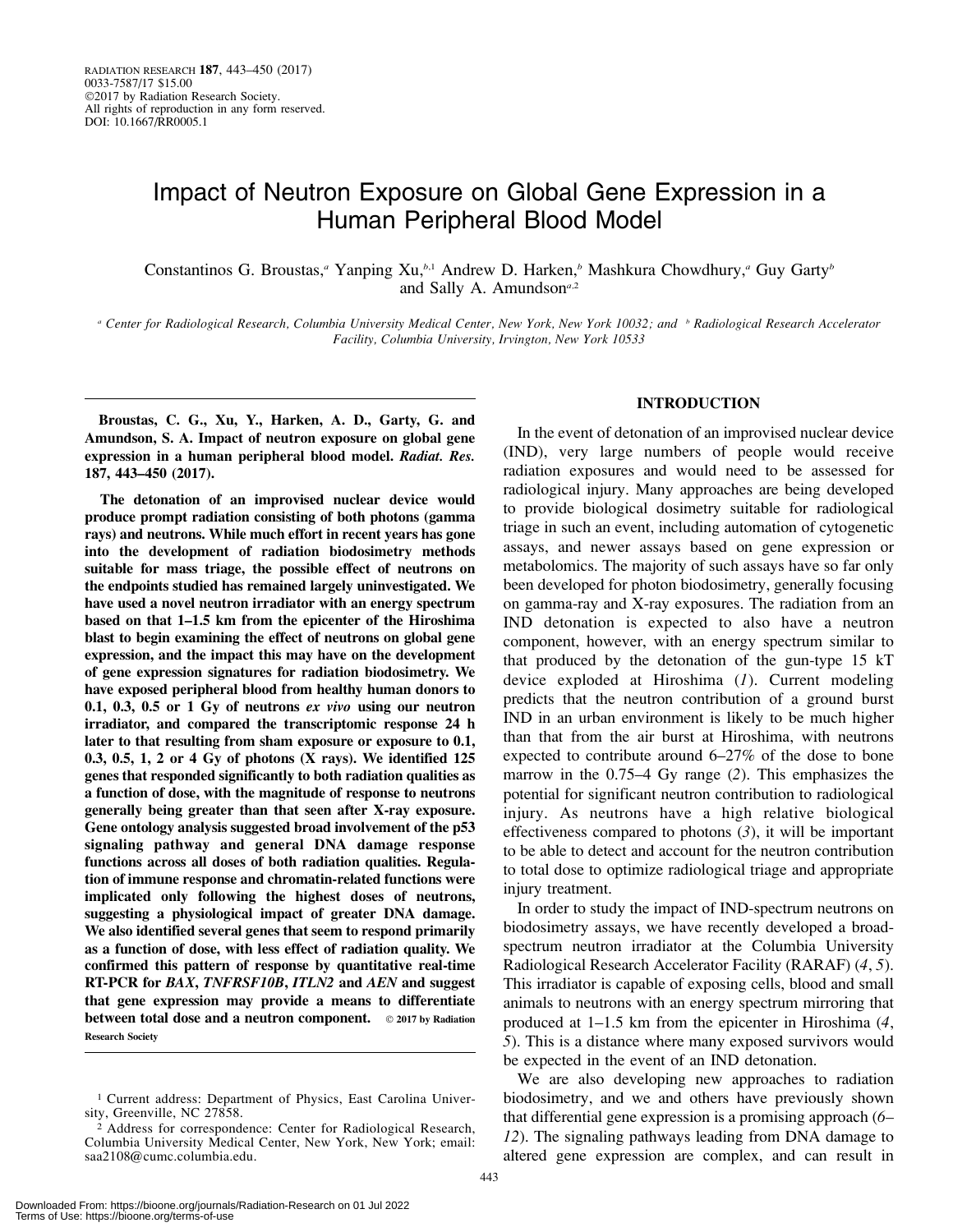# Impact of Neutron Exposure on Global Gene Expression in a Human Peripheral Blood Model

Constantinos G. Broustas,[a] Yanping Xu,[b,1] Andrew D. Harken,[b] Mashkura Chowdhury,[a] Guy Garty[b] and Sally A. Amundson[a,2]

[a] Center for Radiological Research, Columbia University Medical Center, New York, New York 10032; and [b] Radiological Research Accelerator Facility, Columbia University, Irvington, New York 10533

**Broustas, C. G., Xu, Y., Harken, A. D., Garty, G. and Amundson, S. A. Impact of neutron exposure on global gene expression in a human peripheral blood model. *Radiat. Res.* 187, 443–450 (2017).**

**The detonation of an improvised nuclear device would produce prompt radiation consisting of both photons (gamma rays) and neutrons. While much effort in recent years has gone into the development of radiation biodosimetry methods suitable for mass triage, the possible effect of neutrons on the endpoints studied has remained largely uninvestigated. We have used a novel neutron irradiator with an energy spectrum based on that 1–1.5 km from the epicenter of the Hiroshima blast to begin examining the effect of neutrons on global gene expression, and the impact this may have on the development of gene expression signatures for radiation biodosimetry. We have exposed peripheral blood from healthy human donors to 0.1, 0.3, 0.5 or 1 Gy of neutrons *ex vivo* using our neutron irradiator, and compared the transcriptomic response 24 h later to that resulting from sham exposure or exposure to 0.1, 0.3, 0.5, 1, 2 or 4 Gy of photons (X rays). We identified 125 genes that responded significantly to both radiation qualities as a function of dose, with the magnitude of response to neutrons generally being greater than that seen after X-ray exposure. Gene ontology analysis suggested broad involvement of the p53 signaling pathway and general DNA damage response functions across all doses of both radiation qualities. Regulation of immune response and chromatin-related functions were implicated only following the highest doses of neutrons, suggesting a physiological impact of greater DNA damage. We also identified several genes that seem to respond primarily as a function of dose, with less effect of radiation quality. We confirmed this pattern of response by quantitative real-time RT-PCR for *BAX*, *TNFRSF10B*, *ITLN2* and *AEN* and suggest that gene expression may provide a means to differentiate between total dose and a neutron component.** © 2017 by Radiation Research Society

[1] Current address: Department of Physics, East Carolina University, Greenville, NC 27858.

[2] Address for correspondence: Center for Radiological Research, Columbia University Medical Center, New York, New York; email: saa2108@cumc.columbia.edu.

## INTRODUCTION

In the event of detonation of an improvised nuclear device (IND), very large numbers of people would receive radiation exposures and would need to be assessed for radiological injury. Many approaches are being developed to provide biological dosimetry suitable for radiological triage in such an event, including automation of cytogenetic assays, and newer assays based on gene expression or metabolomics. The majority of such assays have so far only been developed for photon biodosimetry, generally focusing on gamma-ray and X-ray exposures. The radiation from an IND detonation is expected to also have a neutron component, however, with an energy spectrum similar to that produced by the detonation of the gun-type 15 kT device exploded at Hiroshima (*1*). Current modeling predicts that the neutron contribution of a ground burst IND in an urban environment is likely to be much higher than that from the air burst at Hiroshima, with neutrons expected to contribute around 6–27% of the dose to bone marrow in the 0.75–4 Gy range (*2*). This emphasizes the potential for significant neutron contribution to radiological injury. As neutrons have a high relative biological effectiveness compared to photons (*3*), it will be important to be able to detect and account for the neutron contribution to total dose to optimize radiological triage and appropriate injury treatment.

In order to study the impact of IND-spectrum neutrons on biodosimetry assays, we have recently developed a broad-spectrum neutron irradiator at the Columbia University Radiological Research Accelerator Facility (RARAF) (*4*, *5*). This irradiator is capable of exposing cells, blood and small animals to neutrons with an energy spectrum mirroring that produced at 1–1.5 km from the epicenter in Hiroshima (*4*, *5*). This is a distance where many exposed survivors would be expected in the event of an IND detonation.

We are also developing new approaches to radiation biodosimetry, and we and others have previously shown that differential gene expression is a promising approach (*6*–*12*). The signaling pathways leading from DNA damage to altered gene expression are complex, and can result in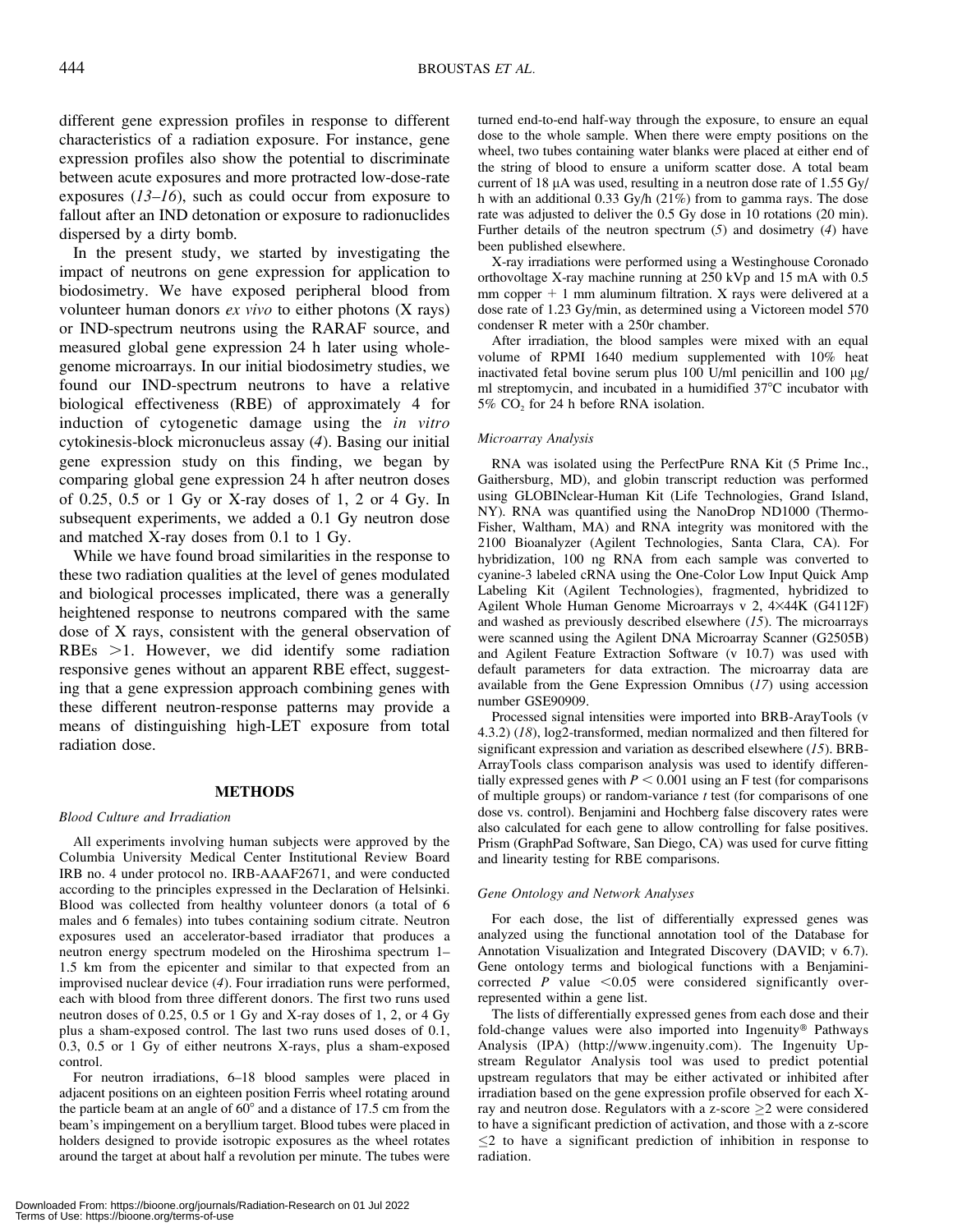different gene expression profiles in response to different characteristics of a radiation exposure. For instance, gene expression profiles also show the potential to discriminate between acute exposures and more protracted low-dose-rate exposures (*13–16*), such as could occur from exposure to fallout after an IND detonation or exposure to radionuclides dispersed by a dirty bomb.

In the present study, we started by investigating the impact of neutrons on gene expression for application to biodosimetry. We have exposed peripheral blood from volunteer human donors *ex vivo* to either photons (X rays) or IND-spectrum neutrons using the RARAF source, and measured global gene expression 24 h later using whole-genome microarrays. In our initial biodosimetry studies, we found our IND-spectrum neutrons to have a relative biological effectiveness (RBE) of approximately 4 for induction of cytogenetic damage using the *in vitro* cytokinesis-block micronucleus assay (*4*). Basing our initial gene expression study on this finding, we began by comparing global gene expression 24 h after neutron doses of 0.25, 0.5 or 1 Gy or X-ray doses of 1, 2 or 4 Gy. In subsequent experiments, we added a 0.1 Gy neutron dose and matched X-ray doses from 0.1 to 1 Gy.

While we have found broad similarities in the response to these two radiation qualities at the level of genes modulated and biological processes implicated, there was a generally heightened response to neutrons compared with the same dose of X rays, consistent with the general observation of RBEs >1. However, we did identify some radiation responsive genes without an apparent RBE effect, suggesting that a gene expression approach combining genes with these different neutron-response patterns may provide a means of distinguishing high-LET exposure from total radiation dose.

## METHODS

### *Blood Culture and Irradiation*

All experiments involving human subjects were approved by the Columbia University Medical Center Institutional Review Board IRB no. 4 under protocol no. IRB-AAAF2671, and were conducted according to the principles expressed in the Declaration of Helsinki. Blood was collected from healthy volunteer donors (a total of 6 males and 6 females) into tubes containing sodium citrate. Neutron exposures used an accelerator-based irradiator that produces a neutron energy spectrum modeled on the Hiroshima spectrum 1–1.5 km from the epicenter and similar to that expected from an improvised nuclear device (*4*). Four irradiation runs were performed, each with blood from three different donors. The first two runs used neutron doses of 0.25, 0.5 or 1 Gy and X-ray doses of 1, 2, or 4 Gy plus a sham-exposed control. The last two runs used doses of 0.1, 0.3, 0.5 or 1 Gy of either neutrons X-rays, plus a sham-exposed control.

For neutron irradiations, 6–18 blood samples were placed in adjacent positions on an eighteen position Ferris wheel rotating around the particle beam at an angle of 60° and a distance of 17.5 cm from the beam's impingement on a beryllium target. Blood tubes were placed in holders designed to provide isotropic exposures as the wheel rotates around the target at about half a revolution per minute. The tubes were turned end-to-end half-way through the exposure, to ensure an equal dose to the whole sample. When there were empty positions on the wheel, two tubes containing water blanks were placed at either end of the string of blood to ensure a uniform scatter dose. A total beam current of 18 μA was used, resulting in a neutron dose rate of 1.55 Gy/h with an additional 0.33 Gy/h (21%) from to gamma rays. The dose rate was adjusted to deliver the 0.5 Gy dose in 10 rotations (20 min). Further details of the neutron spectrum (*5*) and dosimetry (*4*) have been published elsewhere.

X-ray irradiations were performed using a Westinghouse Coronado orthovoltage X-ray machine running at 250 kVp and 15 mA with 0.5 mm copper + 1 mm aluminum filtration. X rays were delivered at a dose rate of 1.23 Gy/min, as determined using a Victoreen model 570 condenser R meter with a 250r chamber.

After irradiation, the blood samples were mixed with an equal volume of RPMI 1640 medium supplemented with 10% heat inactivated fetal bovine serum plus 100 U/ml penicillin and 100 μg/ml streptomycin, and incubated in a humidified 37°C incubator with 5% $CO_2$ for 24 h before RNA isolation.

### *Microarray Analysis*

RNA was isolated using the PerfectPure RNA Kit (5 Prime Inc., Gaithersburg, MD), and globin transcript reduction was performed using GLOBINclear-Human Kit (Life Technologies, Grand Island, NY). RNA was quantified using the NanoDrop ND1000 (Thermo-Fisher, Waltham, MA) and RNA integrity was monitored with the 2100 Bioanalyzer (Agilent Technologies, Santa Clara, CA). For hybridization, 100 ng RNA from each sample was converted to cyanine-3 labeled cRNA using the One-Color Low Input Quick Amp Labeling Kit (Agilent Technologies), fragmented, hybridized to Agilent Whole Human Genome Microarrays v 2, 4×44K (G4112F) and washed as previously described elsewhere (*15*). The microarrays were scanned using the Agilent DNA Microarray Scanner (G2505B) and Agilent Feature Extraction Software (v 10.7) was used with default parameters for data extraction. The microarray data are available from the Gene Expression Omnibus (*17*) using accession number GSE90909.

Processed signal intensities were imported into BRB-ArayTools (v 4.3.2) (*18*), log2-transformed, median normalized and then filtered for significant expression and variation as described elsewhere (*15*). BRB-ArrayTools class comparison analysis was used to identify differentially expressed genes with $P < 0.001$ using an F test (for comparisons of multiple groups) or random-variance *t* test (for comparisons of one dose vs. control). Benjamini and Hochberg false discovery rates were also calculated for each gene to allow controlling for false positives. Prism (GraphPad Software, San Diego, CA) was used for curve fitting and linearity testing for RBE comparisons.

### *Gene Ontology and Network Analyses*

For each dose, the list of differentially expressed genes was analyzed using the functional annotation tool of the Database for Annotation Visualization and Integrated Discovery (DAVID; v 6.7). Gene ontology terms and biological functions with a Benjamini-corrected $P$ value $<0.05$ were considered significantly overrepresented within a gene list.

The lists of differentially expressed genes from each dose and their fold-change values were also imported into Ingenuity® Pathways Analysis (IPA) (http://www.ingenuity.com). The Ingenuity Upstream Regulator Analysis tool was used to predict potential upstream regulators that may be either activated or inhibited after irradiation based on the gene expression profile observed for each X-ray and neutron dose. Regulators with a z-score $\geq 2$ were considered to have a significant prediction of activation, and those with a z-score $\leq 2$ to have a significant prediction of inhibition in response to radiation.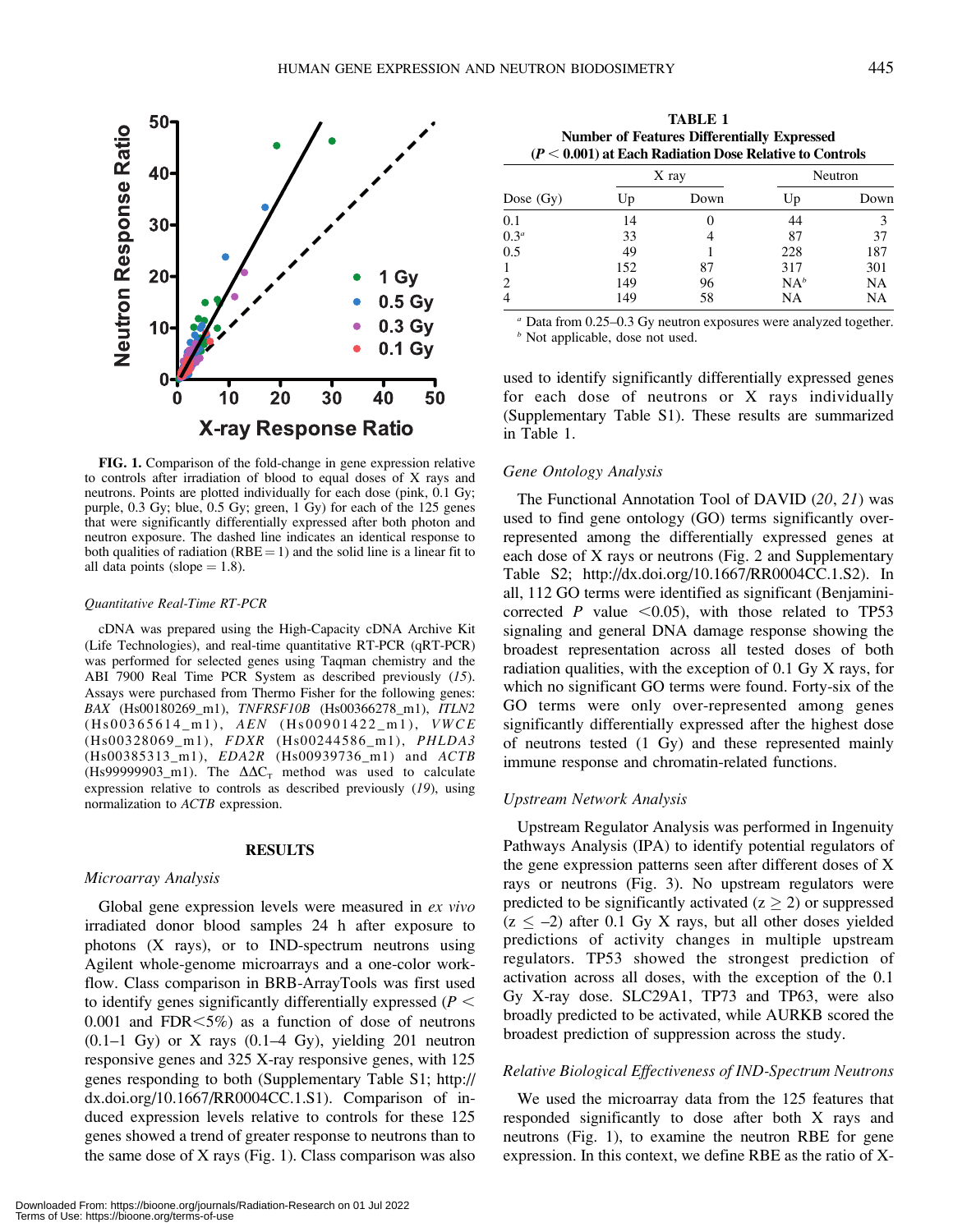FIG. 1. Comparison of the fold-change in gene expression relative to controls after irradiation of blood to equal doses of X rays and neutrons. Points are plotted individually for each dose (pink, 0.1 Gy; purple, 0.3 Gy; blue, 0.5 Gy; green, 1 Gy) for each of the 125 genes that were significantly differentially expressed after both photon and neutron exposure. The dashed line indicates an identical response to both qualities of radiation (RBE = 1) and the solid line is a linear fit to all data points (slope = 1.8).

### Quantitative Real-Time RT-PCR

cDNA was prepared using the High-Capacity cDNA Archive Kit (Life Technologies), and real-time quantitative RT-PCR (qRT-PCR) was performed for selected genes using Taqman chemistry and the ABI 7900 Real Time PCR System as described previously (*15*). Assays were purchased from Thermo Fisher for the following genes: *BAX* (Hs00180269_m1), *TNFRSF10B* (Hs00366278_m1), *ITLN2* (Hs00365614_m1), *AEN* (Hs00901422_m1), *VWCE* (Hs00328069_m1), *FDXR* (Hs00244586_m1), *PHLDA3* (Hs00385313_m1), *EDA2R* (Hs00939736_m1) and *ACTB* (Hs99999903_m1). The $\Delta\Delta C_T$ method was used to calculate expression relative to controls as described previously (*19*), using normalization to *ACTB* expression.

## RESULTS

### Microarray Analysis

Global gene expression levels were measured in *ex vivo* irradiated donor blood samples 24 h after exposure to photons (X rays), or to IND-spectrum neutrons using Agilent whole-genome microarrays and a one-color workflow. Class comparison in BRB-ArrayTools was first used to identify genes significantly differentially expressed ($P <$ 0.001 and FDR<5%) as a function of dose of neutrons (0.1–1 Gy) or X rays (0.1–4 Gy), yielding 201 neutron responsive genes and 325 X-ray responsive genes, with 125 genes responding to both (Supplementary Table S1; http://dx.doi.org/10.1667/RR0004CC.1.S1). Comparison of induced expression levels relative to controls for these 125 genes showed a trend of greater response to neutrons than to the same dose of X rays (Fig. 1). Class comparison was also used to identify significantly differentially expressed genes for each dose of neutrons or X rays individually (Supplementary Table S1). These results are summarized in Table 1.

**TABLE 1**
**Number of Features Differentially Expressed ($P <$ 0.001) at Each Radiation Dose Relative to Controls**

| | X ray | | Neutron | |
|---|---|---|---|---|
| Dose (Gy) | Up | Down | Up | Down |
| 0.1 | 14 | 0 | 44 | 3 |
| 0.3[a] | 33 | 4 | 87 | 37 |
| 0.5 | 49 | 1 | 228 | 187 |
| 1 | 152 | 87 | 317 | 301 |
| 2 | 149 | 96 | NA[b] | NA |
| 4 | 149 | 58 | NA | NA |

[a] Data from 0.25–0.3 Gy neutron exposures were analyzed together.
[b] Not applicable, dose not used.

### Gene Ontology Analysis

The Functional Annotation Tool of DAVID (*20*, *21*) was used to find gene ontology (GO) terms significantly over-represented among the differentially expressed genes at each dose of X rays or neutrons (Fig. 2 and Supplementary Table S2; http://dx.doi.org/10.1667/RR0004CC.1.S2). In all, 112 GO terms were identified as significant (Benjamini-corrected $P$ value <0.05), with those related to TP53 signaling and general DNA damage response showing the broadest representation across all tested doses of both radiation qualities, with the exception of 0.1 Gy X rays, for which no significant GO terms were found. Forty-six of the GO terms were only over-represented among genes significantly differentially expressed after the highest dose of neutrons tested (1 Gy) and these represented mainly immune response and chromatin-related functions.

### Upstream Network Analysis

Upstream Regulator Analysis was performed in Ingenuity Pathways Analysis (IPA) to identify potential regulators of the gene expression patterns seen after different doses of X rays or neutrons (Fig. 3). No upstream regulators were predicted to be significantly activated ($z \geq 2$) or suppressed ($z \leq -2$) after 0.1 Gy X rays, but all other doses yielded predictions of activity changes in multiple upstream regulators. TP53 showed the strongest prediction of activation across all doses, with the exception of the 0.1 Gy X-ray dose. SLC29A1, TP73 and TP63, were also broadly predicted to be activated, while AURKB scored the broadest prediction of suppression across the study.

### Relative Biological Effectiveness of IND-Spectrum Neutrons

We used the microarray data from the 125 features that responded significantly to dose after both X rays and neutrons (Fig. 1), to examine the neutron RBE for gene expression. In this context, we define RBE as the ratio of X-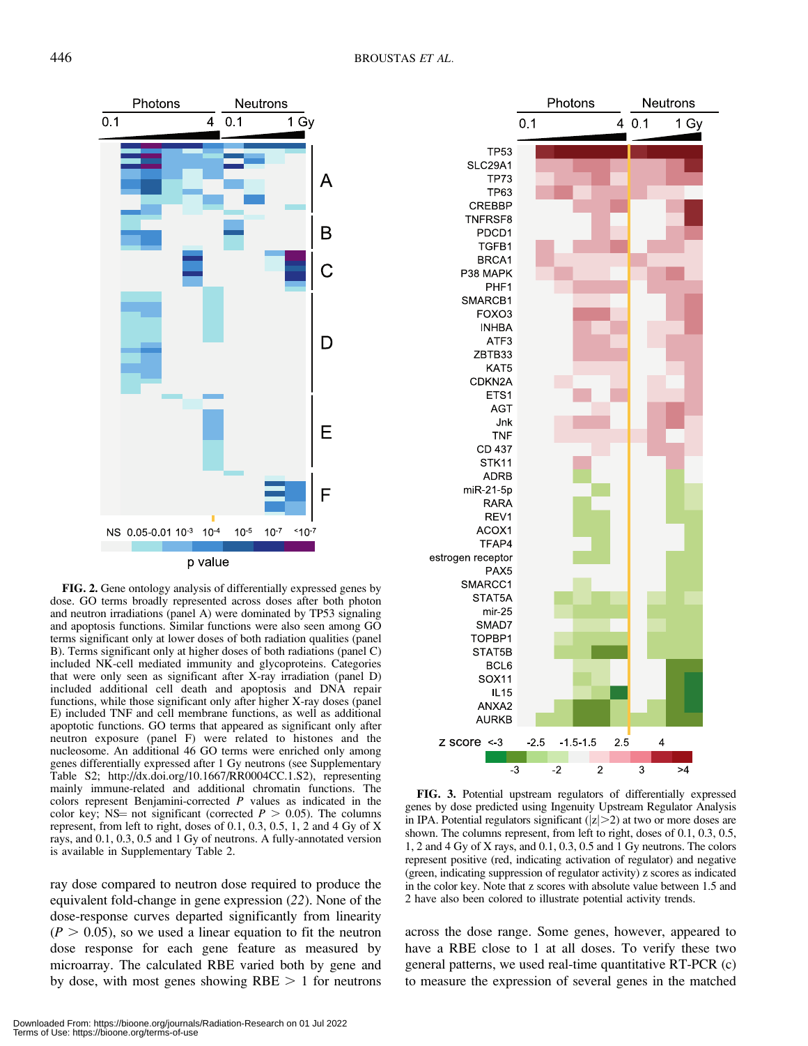**FIG. 2.** Gene ontology analysis of differentially expressed genes by dose. GO terms broadly represented across doses after both photon and neutron irradiations (panel A) were dominated by TP53 signaling and apoptosis functions. Similar functions were also seen among GO terms significant only at lower doses of both radiation qualities (panel B). Terms significant only at higher doses of both radiations (panel C) included NK-cell mediated immunity and glycoproteins. Categories that were only seen as significant after X-ray irradiation (panel D) included additional cell death and apoptosis and DNA repair functions, while those significant only after higher X-ray doses (panel E) included TNF and cell membrane functions, as well as additional apoptotic functions. GO terms that appeared as significant only after neutron exposure (panel F) were related to histones and the nucleosome. An additional 46 GO terms were enriched only among genes differentially expressed after 1 Gy neutrons (see Supplementary Table S2; http://dx.doi.org/10.1667/RR0004CC.1.S2), representing mainly immune-related and additional chromatin functions. The colors represent Benjamini-corrected $P$ values as indicated in the color key; NS= not significant (corrected $P > 0.05$). The columns represent, from left to right, doses of 0.1, 0.3, 0.5, 1, 2 and 4 Gy of X rays, and 0.1, 0.3, 0.5 and 1 Gy of neutrons. A fully-annotated version is available in Supplementary Table 2.

ray dose compared to neutron dose required to produce the equivalent fold-change in gene expression (*22*). None of the dose-response curves departed significantly from linearity ($P > 0.05$), so we used a linear equation to fit the neutron dose response for each gene feature as measured by microarray. The calculated RBE varied both by gene and by dose, with most genes showing RBE > 1 for neutrons

**FIG. 3.** Potential upstream regulators of differentially expressed genes by dose predicted using Ingenuity Upstream Regulator Analysis in IPA. Potential regulators significant ($|z|>2$) at two or more doses are shown. The columns represent, from left to right, doses of 0.1, 0.3, 0.5, 1, 2 and 4 Gy of X rays, and 0.1, 0.3, 0.5 and 1 Gy neutrons. The colors represent positive (red, indicating activation of regulator) and negative (green, indicating suppression of regulator activity) z scores as indicated in the color key. Note that z scores with absolute value between 1.5 and 2 have also been colored to illustrate potential activity trends.

across the dose range. Some genes, however, appeared to have a RBE close to 1 at all doses. To verify these two general patterns, we used real-time quantitative RT-PCR (c) to measure the expression of several genes in the matched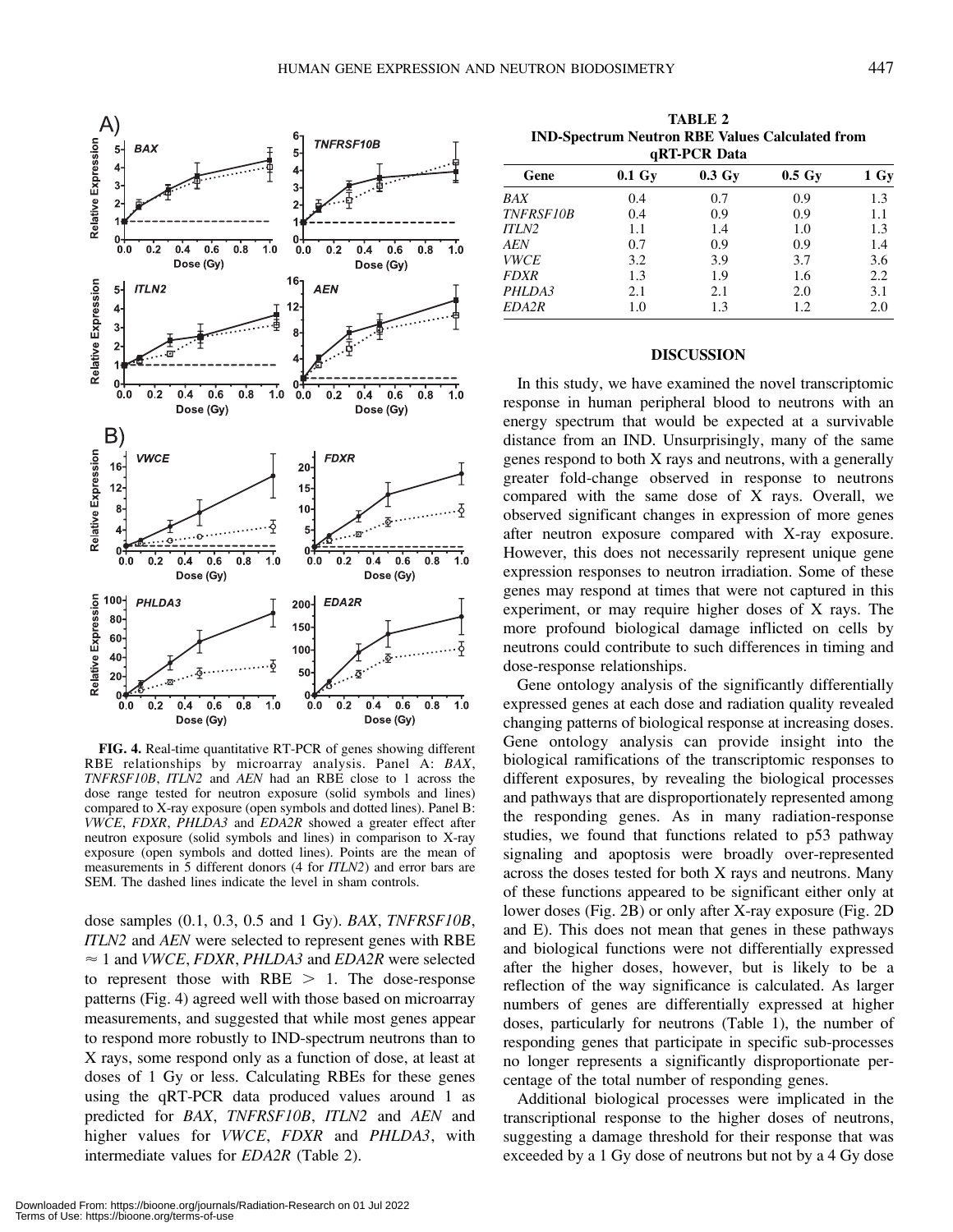FIG. 4. Real-time quantitative RT-PCR of genes showing different RBE relationships by microarray analysis. Panel A: *BAX*, *TNFRSF10B*, *ITLN2* and *AEN* had an RBE close to 1 across the dose range tested for neutron exposure (solid symbols and lines) compared to X-ray exposure (open symbols and dotted lines). Panel B: *VWCE*, *FDXR*, *PHLDA3* and *EDA2R* showed a greater effect after neutron exposure (solid symbols and lines) in comparison to X-ray exposure (open symbols and dotted lines). Points are the mean of measurements in 5 different donors (4 for *ITLN2*) and error bars are SEM. The dashed lines indicate the level in sham controls.

dose samples (0.1, 0.3, 0.5 and 1 Gy). *BAX*, *TNFRSF10B*, *ITLN2* and *AEN* were selected to represent genes with RBE $\approx 1$ and *VWCE*, *FDXR*, *PHLDA3* and *EDA2R* were selected to represent those with RBE $> 1$. The dose-response patterns (Fig. 4) agreed well with those based on microarray measurements, and suggested that while most genes appear to respond more robustly to IND-spectrum neutrons than to X rays, some respond only as a function of dose, at least at doses of 1 Gy or less. Calculating RBEs for these genes using the qRT-PCR data produced values around 1 as predicted for *BAX*, *TNFRSF10B*, *ITLN2* and *AEN* and higher values for *VWCE*, *FDXR* and *PHLDA3*, with intermediate values for *EDA2R* (Table 2).

**TABLE 2**
**IND-Spectrum Neutron RBE Values Calculated from qRT-PCR Data**

| Gene | 0.1 Gy | 0.3 Gy | 0.5 Gy | 1 Gy |
|---|---|---|---|---|
| *BAX* | 0.4 | 0.7 | 0.9 | 1.3 |
| *TNFRSF10B* | 0.4 | 0.9 | 0.9 | 1.1 |
| *ITLN2* | 1.1 | 1.4 | 1.0 | 1.3 |
| *AEN* | 0.7 | 0.9 | 0.9 | 1.4 |
| *VWCE* | 3.2 | 3.9 | 3.7 | 3.6 |
| *FDXR* | 1.3 | 1.9 | 1.6 | 2.2 |
| *PHLDA3* | 2.1 | 2.1 | 2.0 | 3.1 |
| *EDA2R* | 1.0 | 1.3 | 1.2 | 2.0 |

## DISCUSSION

In this study, we have examined the novel transcriptomic response in human peripheral blood to neutrons with an energy spectrum that would be expected at a survivable distance from an IND. Unsurprisingly, many of the same genes respond to both X rays and neutrons, with a generally greater fold-change observed in response to neutrons compared with the same dose of X rays. Overall, we observed significant changes in expression of more genes after neutron exposure compared with X-ray exposure. However, this does not necessarily represent unique gene expression responses to neutron irradiation. Some of these genes may respond at times that were not captured in this experiment, or may require higher doses of X rays. The more profound biological damage inflicted on cells by neutrons could contribute to such differences in timing and dose-response relationships.

Gene ontology analysis of the significantly differentially expressed genes at each dose and radiation quality revealed changing patterns of biological response at increasing doses. Gene ontology analysis can provide insight into the biological ramifications of the transcriptomic responses to different exposures, by revealing the biological processes and pathways that are disproportionately represented among the responding genes. As in many radiation-response studies, we found that functions related to p53 pathway signaling and apoptosis were broadly over-represented across the doses tested for both X rays and neutrons. Many of these functions appeared to be significant either only at lower doses (Fig. 2B) or only after X-ray exposure (Fig. 2D and E). This does not mean that genes in these pathways and biological functions were not differentially expressed after the higher doses, however, but is likely to be a reflection of the way significance is calculated. As larger numbers of genes are differentially expressed at higher doses, particularly for neutrons (Table 1), the number of responding genes that participate in specific sub-processes no longer represents a significantly disproportionate percentage of the total number of responding genes.

Additional biological processes were implicated in the transcriptional response to the higher doses of neutrons, suggesting a damage threshold for their response that was exceeded by a 1 Gy dose of neutrons but not by a 4 Gy dose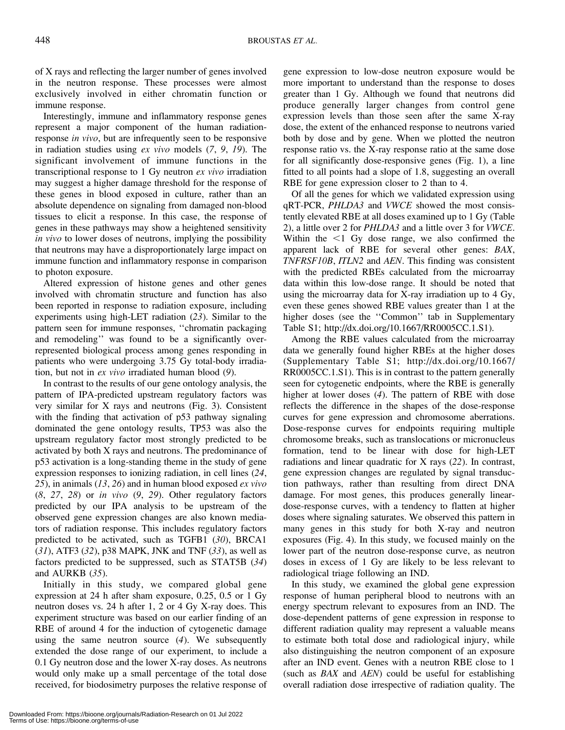of X rays and reflecting the larger number of genes involved in the neutron response. These processes were almost exclusively involved in either chromatin function or immune response.

Interestingly, immune and inflammatory response genes represent a major component of the human radiation-response *in vivo*, but are infrequently seen to be responsive in radiation studies using *ex vivo* models (*7*, *9*, *19*). The significant involvement of immune functions in the transcriptional response to 1 Gy neutron *ex vivo* irradiation may suggest a higher damage threshold for the response of these genes in blood exposed in culture, rather than an absolute dependence on signaling from damaged non-blood tissues to elicit a response. In this case, the response of genes in these pathways may show a heightened sensitivity *in vivo* to lower doses of neutrons, implying the possibility that neutrons may have a disproportionately large impact on immune function and inflammatory response in comparison to photon exposure.

Altered expression of histone genes and other genes involved with chromatin structure and function has also been reported in response to radiation exposure, including experiments using high-LET radiation (*23*). Similar to the pattern seen for immune responses, ''chromatin packaging and remodeling'' was found to be a significantly over-represented biological process among genes responding in patients who were undergoing 3.75 Gy total-body irradiation, but not in *ex vivo* irradiated human blood (*9*).

In contrast to the results of our gene ontology analysis, the pattern of IPA-predicted upstream regulatory factors was very similar for X rays and neutrons (Fig. 3). Consistent with the finding that activation of p53 pathway signaling dominated the gene ontology results, TP53 was also the upstream regulatory factor most strongly predicted to be activated by both X rays and neutrons. The predominance of p53 activation is a long-standing theme in the study of gene expression responses to ionizing radiation, in cell lines (*24*, *25*), in animals (*13*, *26*) and in human blood exposed *ex vivo* (*8*, *27*, *28*) or *in vivo* (*9*, *29*). Other regulatory factors predicted by our IPA analysis to be upstream of the observed gene expression changes are also known mediators of radiation response. This includes regulatory factors predicted to be activated, such as TGFB1 (*30*), BRCA1 (*31*), ATF3 (*32*), p38 MAPK, JNK and TNF (*33*), as well as factors predicted to be suppressed, such as STAT5B (*34*) and AURKB (*35*).

Initially in this study, we compared global gene expression at 24 h after sham exposure, 0.25, 0.5 or 1 Gy neutron doses vs. 24 h after 1, 2 or 4 Gy X-ray does. This experiment structure was based on our earlier finding of an RBE of around 4 for the induction of cytogenetic damage using the same neutron source (*4*). We subsequently extended the dose range of our experiment, to include a 0.1 Gy neutron dose and the lower X-ray doses. As neutrons would only make up a small percentage of the total dose received, for biodosimetry purposes the relative response of gene expression to low-dose neutron exposure would be more important to understand than the response to doses greater than 1 Gy. Although we found that neutrons did produce generally larger changes from control gene expression levels than those seen after the same X-ray dose, the extent of the enhanced response to neutrons varied both by dose and by gene. When we plotted the neutron response ratio vs. the X-ray response ratio at the same dose for all significantly dose-responsive genes (Fig. 1), a line fitted to all points had a slope of 1.8, suggesting an overall RBE for gene expression closer to 2 than to 4.

Of all the genes for which we validated expression using qRT-PCR, *PHLDA3* and *VWCE* showed the most consistently elevated RBE at all doses examined up to 1 Gy (Table 2), a little over 2 for *PHLDA3* and a little over 3 for *VWCE*. Within the $<1$ Gy dose range, we also confirmed the apparent lack of RBE for several other genes: *BAX*, *TNFRSF10B*, *ITLN2* and *AEN*. This finding was consistent with the predicted RBEs calculated from the microarray data within this low-dose range. It should be noted that using the microarray data for X-ray irradiation up to 4 Gy, even these genes showed RBE values greater than 1 at the higher doses (see the ''Common'' tab in Supplementary Table S1; http://dx.doi.org/10.1667/RR0005CC.1.S1).

Among the RBE values calculated from the microarray data we generally found higher RBEs at the higher doses (Supplementary Table S1; http://dx.doi.org/10.1667/RR0005CC.1.S1). This is in contrast to the pattern generally seen for cytogenetic endpoints, where the RBE is generally higher at lower doses (*4*). The pattern of RBE with dose reflects the difference in the shapes of the dose-response curves for gene expression and chromosome aberrations. Dose-response curves for endpoints requiring multiple chromosome breaks, such as translocations or micronucleus formation, tend to be linear with dose for high-LET radiations and linear quadratic for X rays (*22*). In contrast, gene expression changes are regulated by signal transduction pathways, rather than resulting from direct DNA damage. For most genes, this produces generally linear-dose-response curves, with a tendency to flatten at higher doses where signaling saturates. We observed this pattern in many genes in this study for both X-ray and neutron exposures (Fig. 4). In this study, we focused mainly on the lower part of the neutron dose-response curve, as neutron doses in excess of 1 Gy are likely to be less relevant to radiological triage following an IND.

In this study, we examined the global gene expression response of human peripheral blood to neutrons with an energy spectrum relevant to exposures from an IND. The dose-dependent patterns of gene expression in response to different radiation quality may represent a valuable means to estimate both total dose and radiological injury, while also distinguishing the neutron component of an exposure after an IND event. Genes with a neutron RBE close to 1 (such as *BAX* and *AEN*) could be useful for establishing overall radiation dose irrespective of radiation quality. The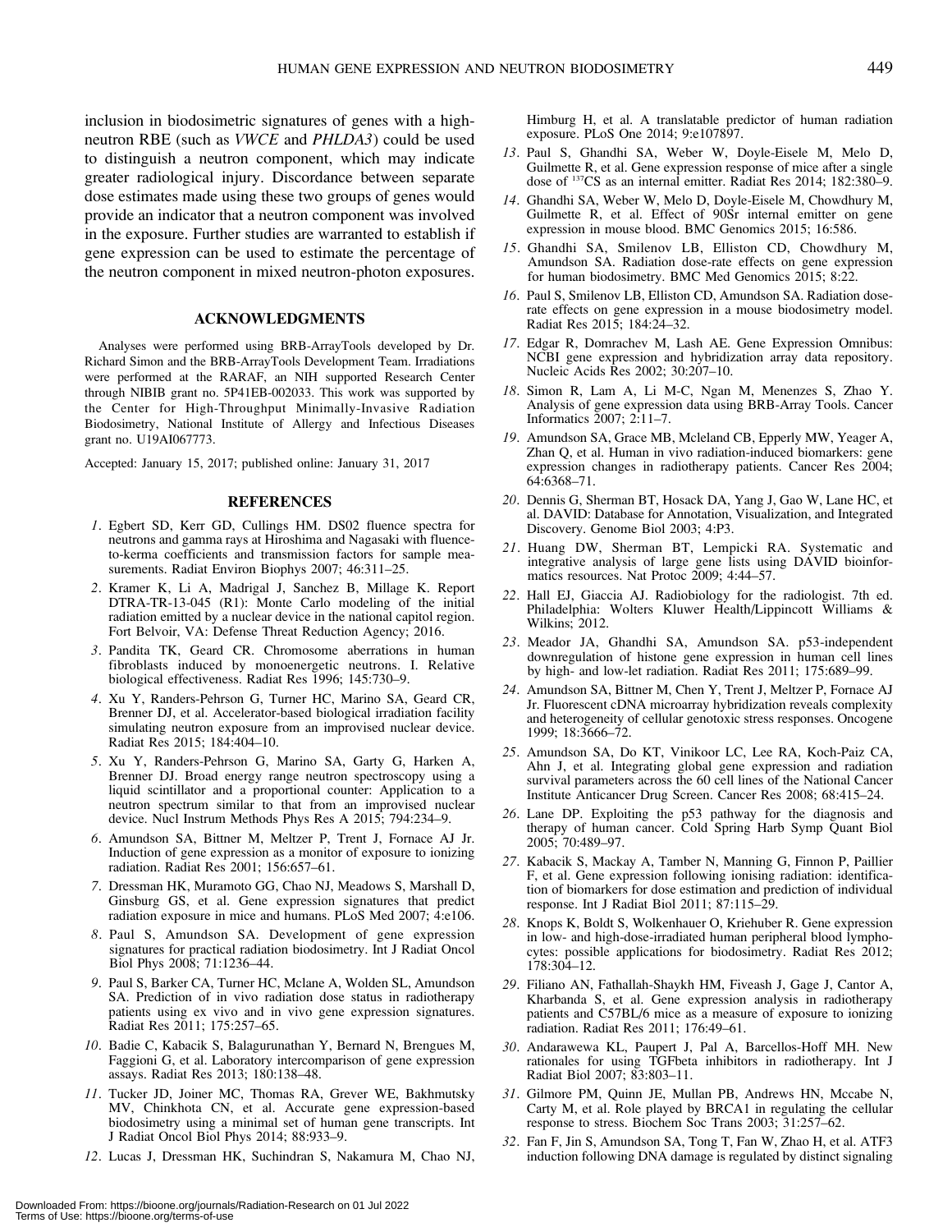inclusion in biodosimetric signatures of genes with a high-neutron RBE (such as *VWCE* and *PHLDA3*) could be used to distinguish a neutron component, which may indicate greater radiological injury. Discordance between separate dose estimates made using these two groups of genes would provide an indicator that a neutron component was involved in the exposure. Further studies are warranted to establish if gene expression can be used to estimate the percentage of the neutron component in mixed neutron-photon exposures.

## ACKNOWLEDGMENTS

Analyses were performed using BRB-ArrayTools developed by Dr. Richard Simon and the BRB-ArrayTools Development Team. Irradiations were performed at the RARAF, an NIH supported Research Center through NIBIB grant no. 5P41EB-002033. This work was supported by the Center for High-Throughput Minimally-Invasive Radiation Biodosimetry, National Institute of Allergy and Infectious Diseases grant no. U19AI067773.

Accepted: January 15, 2017; published online: January 31, 2017

## REFERENCES

1. Egbert SD, Kerr GD, Cullings HM. DS02 fluence spectra for neutrons and gamma rays at Hiroshima and Nagasaki with fluence-to-kerma coefficients and transmission factors for sample measurements. Radiat Environ Biophys 2007; 46:311–25.
2. Kramer K, Li A, Madrigal J, Sanchez B, Millage K. Report DTRA-TR-13-045 (R1): Monte Carlo modeling of the initial radiation emitted by a nuclear device in the national capitol region. Fort Belvoir, VA: Defense Threat Reduction Agency; 2016.
3. Pandita TK, Geard CR. Chromosome aberrations in human fibroblasts induced by monoenergetic neutrons. I. Relative biological effectiveness. Radiat Res 1996; 145:730–9.
4. Xu Y, Randers-Pehrson G, Turner HC, Marino SA, Geard CR, Brenner DJ, et al. Accelerator-based biological irradiation facility simulating neutron exposure from an improvised nuclear device. Radiat Res 2015; 184:404–10.
5. Xu Y, Randers-Pehrson G, Marino SA, Garty G, Harken A, Brenner DJ. Broad energy range neutron spectroscopy using a liquid scintillator and a proportional counter: Application to a neutron spectrum similar to that from an improvised nuclear device. Nucl Instrum Methods Phys Res A 2015; 794:234–9.
6. Amundson SA, Bittner M, Meltzer P, Trent J, Fornace AJ Jr. Induction of gene expression as a monitor of exposure to ionizing radiation. Radiat Res 2001; 156:657–61.
7. Dressman HK, Muramoto GG, Chao NJ, Meadows S, Marshall D, Ginsburg GS, et al. Gene expression signatures that predict radiation exposure in mice and humans. PLoS Med 2007; 4:e106.
8. Paul S, Amundson SA. Development of gene expression signatures for practical radiation biodosimetry. Int J Radiat Oncol Biol Phys 2008; 71:1236–44.
9. Paul S, Barker CA, Turner HC, Mclane A, Wolden SL, Amundson SA. Prediction of in vivo radiation dose status in radiotherapy patients using ex vivo and in vivo gene expression signatures. Radiat Res 2011; 175:257–65.
10. Badie C, Kabacik S, Balagurunathan Y, Bernard N, Brengues M, Faggioni G, et al. Laboratory intercomparison of gene expression assays. Radiat Res 2013; 180:138–48.
11. Tucker JD, Joiner MC, Thomas RA, Grever WE, Bakhmutsky MV, Chinkhota CN, et al. Accurate gene expression-based biodosimetry using a minimal set of human gene transcripts. Int J Radiat Oncol Biol Phys 2014; 88:933–9.
12. Lucas J, Dressman HK, Suchindran S, Nakamura M, Chao NJ, Himburg H, et al. A translatable predictor of human radiation exposure. PLoS One 2014; 9:e107897.
13. Paul S, Ghandhi SA, Weber W, Doyle-Eisele M, Melo D, Guilmette R, et al. Gene expression response of mice after a single dose of $^{137}$CS as an internal emitter. Radiat Res 2014; 182:380–9.
14. Ghandhi SA, Weber W, Melo D, Doyle-Eisele M, Chowdhury M, Guilmette R, et al. Effect of 90Sr internal emitter on gene expression in mouse blood. BMC Genomics 2015; 16:586.
15. Ghandhi SA, Smilenov LB, Elliston CD, Chowdhury M, Amundson SA. Radiation dose-rate effects on gene expression for human biodosimetry. BMC Med Genomics 2015; 8:22.
16. Paul S, Smilenov LB, Elliston CD, Amundson SA. Radiation dose-rate effects on gene expression in a mouse biodosimetry model. Radiat Res 2015; 184:24–32.
17. Edgar R, Domrachev M, Lash AE. Gene Expression Omnibus: NCBI gene expression and hybridization array data repository. Nucleic Acids Res 2002; 30:207–10.
18. Simon R, Lam A, Li M-C, Ngan M, Menenzes S, Zhao Y. Analysis of gene expression data using BRB-Array Tools. Cancer Informatics 2007; 2:11–7.
19. Amundson SA, Grace MB, Mcleland CB, Epperly MW, Yeager A, Zhan Q, et al. Human in vivo radiation-induced biomarkers: gene expression changes in radiotherapy patients. Cancer Res 2004; 64:6368–71.
20. Dennis G, Sherman BT, Hosack DA, Yang J, Gao W, Lane HC, et al. DAVID: Database for Annotation, Visualization, and Integrated Discovery. Genome Biol 2003; 4:P3.
21. Huang DW, Sherman BT, Lempicki RA. Systematic and integrative analysis of large gene lists using DAVID bioinformatics resources. Nat Protoc 2009; 4:44–57.
22. Hall EJ, Giaccia AJ. Radiobiology for the radiologist. 7th ed. Philadelphia: Wolters Kluwer Health/Lippincott Williams & Wilkins; 2012.
23. Meador JA, Ghandhi SA, Amundson SA. p53-independent downregulation of histone gene expression in human cell lines by high- and low-let radiation. Radiat Res 2011; 175:689–99.
24. Amundson SA, Bittner M, Chen Y, Trent J, Meltzer P, Fornace AJ Jr. Fluorescent cDNA microarray hybridization reveals complexity and heterogeneity of cellular genotoxic stress responses. Oncogene 1999; 18:3666–72.
25. Amundson SA, Do KT, Vinikoor LC, Lee RA, Koch-Paiz CA, Ahn J, et al. Integrating global gene expression and radiation survival parameters across the 60 cell lines of the National Cancer Institute Anticancer Drug Screen. Cancer Res 2008; 68:415–24.
26. Lane DP. Exploiting the p53 pathway for the diagnosis and therapy of human cancer. Cold Spring Harb Symp Quant Biol 2005; 70:489–97.
27. Kabacik S, Mackay A, Tamber N, Manning G, Finnon P, Paillier F, et al. Gene expression following ionising radiation: identification of biomarkers for dose estimation and prediction of individual response. Int J Radiat Biol 2011; 87:115–29.
28. Knops K, Boldt S, Wolkenhauer O, Kriehuber R. Gene expression in low- and high-dose-irradiated human peripheral blood lymphocytes: possible applications for biodosimetry. Radiat Res 2012; 178:304–12.
29. Filiano AN, Fathallah-Shaykh HM, Fiveash J, Gage J, Cantor A, Kharbanda S, et al. Gene expression analysis in radiotherapy patients and C57BL/6 mice as a measure of exposure to ionizing radiation. Radiat Res 2011; 176:49–61.
30. Andarawewa KL, Paupert J, Pal A, Barcellos-Hoff MH. New rationales for using TGFbeta inhibitors in radiotherapy. Int J Radiat Biol 2007; 83:803–11.
31. Gilmore PM, Quinn JE, Mullan PB, Andrews HN, Mccabe N, Carty M, et al. Role played by BRCA1 in regulating the cellular response to stress. Biochem Soc Trans 2003; 31:257–62.
32. Fan F, Jin S, Amundson SA, Tong T, Fan W, Zhao H, et al. ATF3 induction following DNA damage is regulated by distinct signaling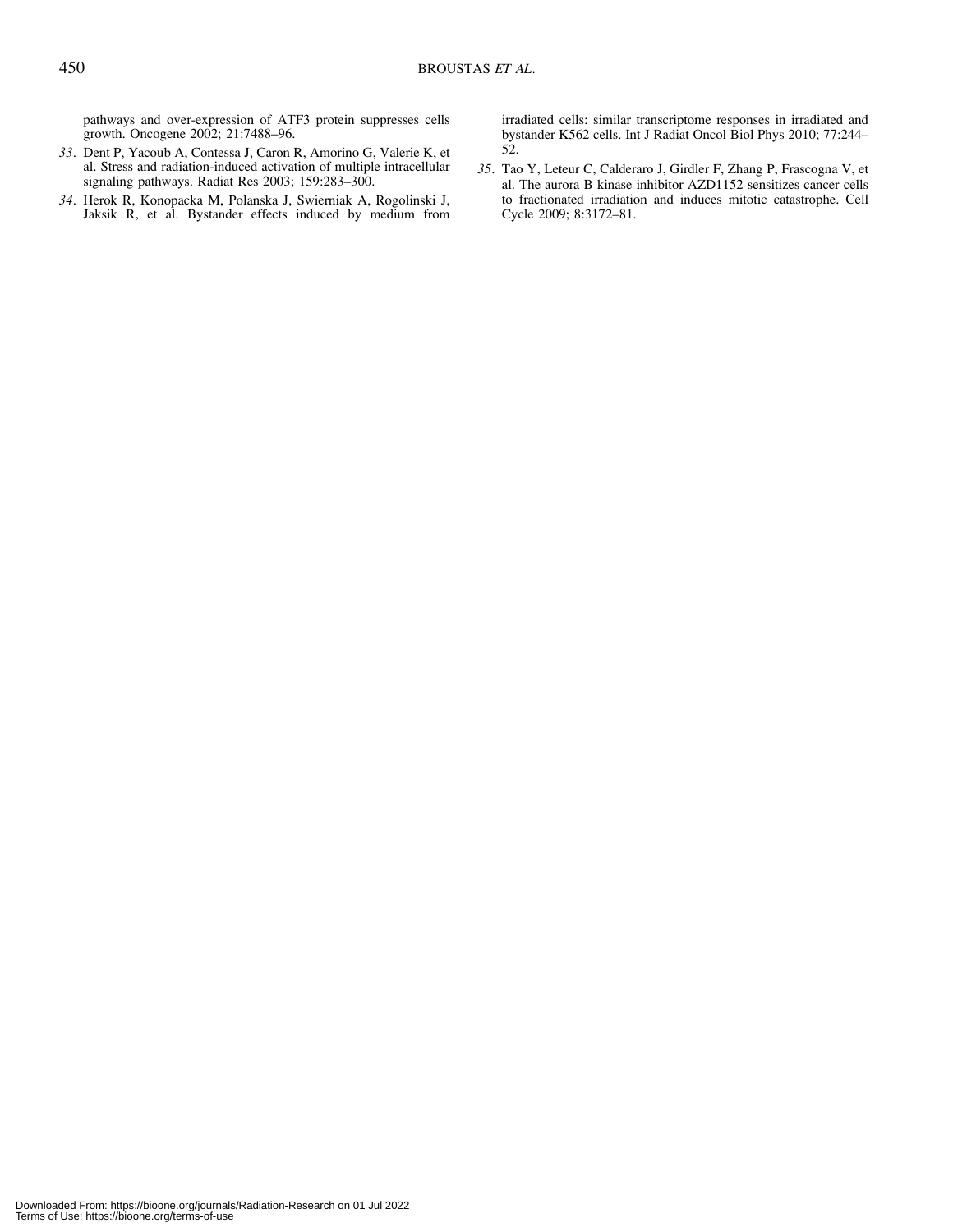pathways and over-expression of ATF3 protein suppresses cells growth. Oncogene 2002; 21:7488–96.

33. Dent P, Yacoub A, Contessa J, Caron R, Amorino G, Valerie K, et al. Stress and radiation-induced activation of multiple intracellular signaling pathways. Radiat Res 2003; 159:283–300.

34. Herok R, Konopacka M, Polanska J, Swierniak A, Rogolinski J, Jaksik R, et al. Bystander effects induced by medium from irradiated cells: similar transcriptome responses in irradiated and bystander K562 cells. Int J Radiat Oncol Biol Phys 2010; 77:244–52.

35. Tao Y, Leteur C, Calderaro J, Girdler F, Zhang P, Frascogna V, et al. The aurora B kinase inhibitor AZD1152 sensitizes cancer cells to fractionated irradiation and induces mitotic catastrophe. Cell Cycle 2009; 8:3172–81.